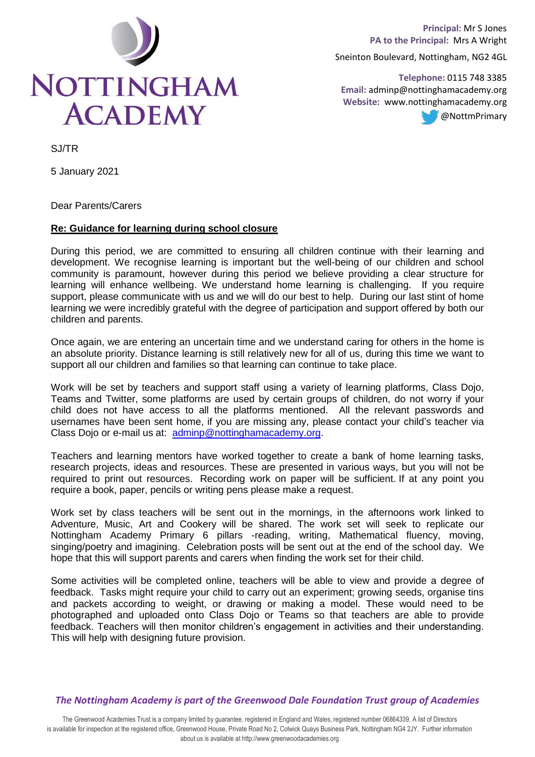# NOTTINGHAM ACADEMY

**Principal**: Mr S Jones
**PA to the Principal:** Mrs A Wright
Sneinton Boulevard, Nottingham, NG2 4GL

**Telephone:** 0115 748 3385
**Email:** adminp@nottinghamacademy.org
**Website:** www.nottinghamacademy.org
@NottmPrimary

SJ/TR

5 January 2021

Dear Parents/Carers

**Re: Guidance for learning during school closure**

During this period, we are committed to ensuring all children continue with their learning and development. We recognise learning is important but the well-being of our children and school community is paramount, however during this period we believe providing a clear structure for learning will enhance wellbeing. We understand home learning is challenging. If you require support, please communicate with us and we will do our best to help. During our last stint of home learning we were incredibly grateful with the degree of participation and support offered by both our children and parents.

Once again, we are entering an uncertain time and we understand caring for others in the home is an absolute priority. Distance learning is still relatively new for all of us, during this time we want to support all our children and families so that learning can continue to take place.

Work will be set by teachers and support staff using a variety of learning platforms, Class Dojo, Teams and Twitter, some platforms are used by certain groups of children, do not worry if your child does not have access to all the platforms mentioned. All the relevant passwords and usernames have been sent home, if you are missing any, please contact your child's teacher via Class Dojo or e-mail us at: adminp@nottinghamacademy.org.

Teachers and learning mentors have worked together to create a bank of home learning tasks, research projects, ideas and resources. These are presented in various ways, but you will not be required to print out resources. Recording work on paper will be sufficient. If at any point you require a book, paper, pencils or writing pens please make a request.

Work set by class teachers will be sent out in the mornings, in the afternoons work linked to Adventure, Music, Art and Cookery will be shared. The work set will seek to replicate our Nottingham Academy Primary 6 pillars -reading, writing, Mathematical fluency, moving, singing/poetry and imagining. Celebration posts will be sent out at the end of the school day. We hope that this will support parents and carers when finding the work set for their child.

Some activities will be completed online, teachers will be able to view and provide a degree of feedback. Tasks might require your child to carry out an experiment; growing seeds, organise tins and packets according to weight, or drawing or making a model. These would need to be photographed and uploaded onto Class Dojo or Teams so that teachers are able to provide feedback. Teachers will then monitor children's engagement in activities and their understanding. This will help with designing future provision.

*The Nottingham Academy is part of the Greenwood Dale Foundation Trust group of Academies*

The Greenwood Academies Trust is a company limited by guarantee, registered in England and Wales, registered number 06864339. A list of Directors is available for inspection at the registered office, Greenwood House, Private Road No 2, Colwick Quays Business Park, Nottingham NG4 2JY. Further information about us is available at http://www.greenwoodacademies.org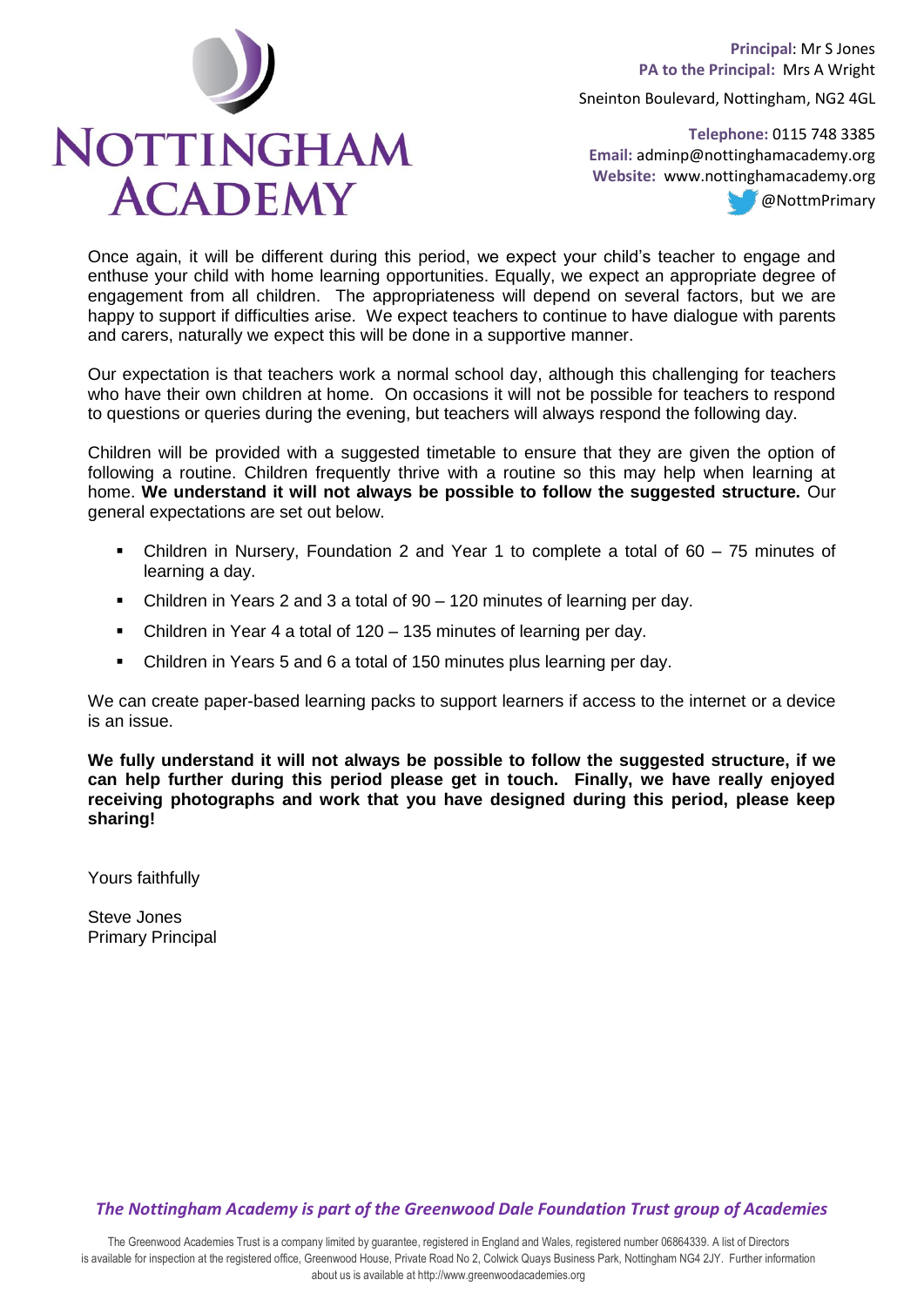# Nottingham Academy

**Principal**: Mr S Jones
**PA to the Principal:** Mrs A Wright

Sneinton Boulevard, Nottingham, NG2 4GL

**Telephone:** 0115 748 3385
**Email:** adminp@nottinghamacademy.org
**Website:** www.nottinghamacademy.org
@NottmPrimary

Once again, it will be different during this period, we expect your child's teacher to engage and enthuse your child with home learning opportunities. Equally, we expect an appropriate degree of engagement from all children. The appropriateness will depend on several factors, but we are happy to support if difficulties arise. We expect teachers to continue to have dialogue with parents and carers, naturally we expect this will be done in a supportive manner.

Our expectation is that teachers work a normal school day, although this challenging for teachers who have their own children at home. On occasions it will not be possible for teachers to respond to questions or queries during the evening, but teachers will always respond the following day.

Children will be provided with a suggested timetable to ensure that they are given the option of following a routine. Children frequently thrive with a routine so this may help when learning at home. **We understand it will not always be possible to follow the suggested structure.** Our general expectations are set out below.

- Children in Nursery, Foundation 2 and Year 1 to complete a total of 60 – 75 minutes of learning a day.
- Children in Years 2 and 3 a total of 90 – 120 minutes of learning per day.
- Children in Year 4 a total of 120 – 135 minutes of learning per day.
- Children in Years 5 and 6 a total of 150 minutes plus learning per day.

We can create paper-based learning packs to support learners if access to the internet or a device is an issue.

**We fully understand it will not always be possible to follow the suggested structure, if we can help further during this period please get in touch. Finally, we have really enjoyed receiving photographs and work that you have designed during this period, please keep sharing!**

Yours faithfully

Steve Jones
Primary Principal

***The Nottingham Academy is part of the Greenwood Dale Foundation Trust group of Academies***

The Greenwood Academies Trust is a company limited by guarantee, registered in England and Wales, registered number 06864339. A list of Directors is available for inspection at the registered office, Greenwood House, Private Road No 2, Colwick Quays Business Park, Nottingham NG4 2JY. Further information about us is available at http://www.greenwoodacademies.org